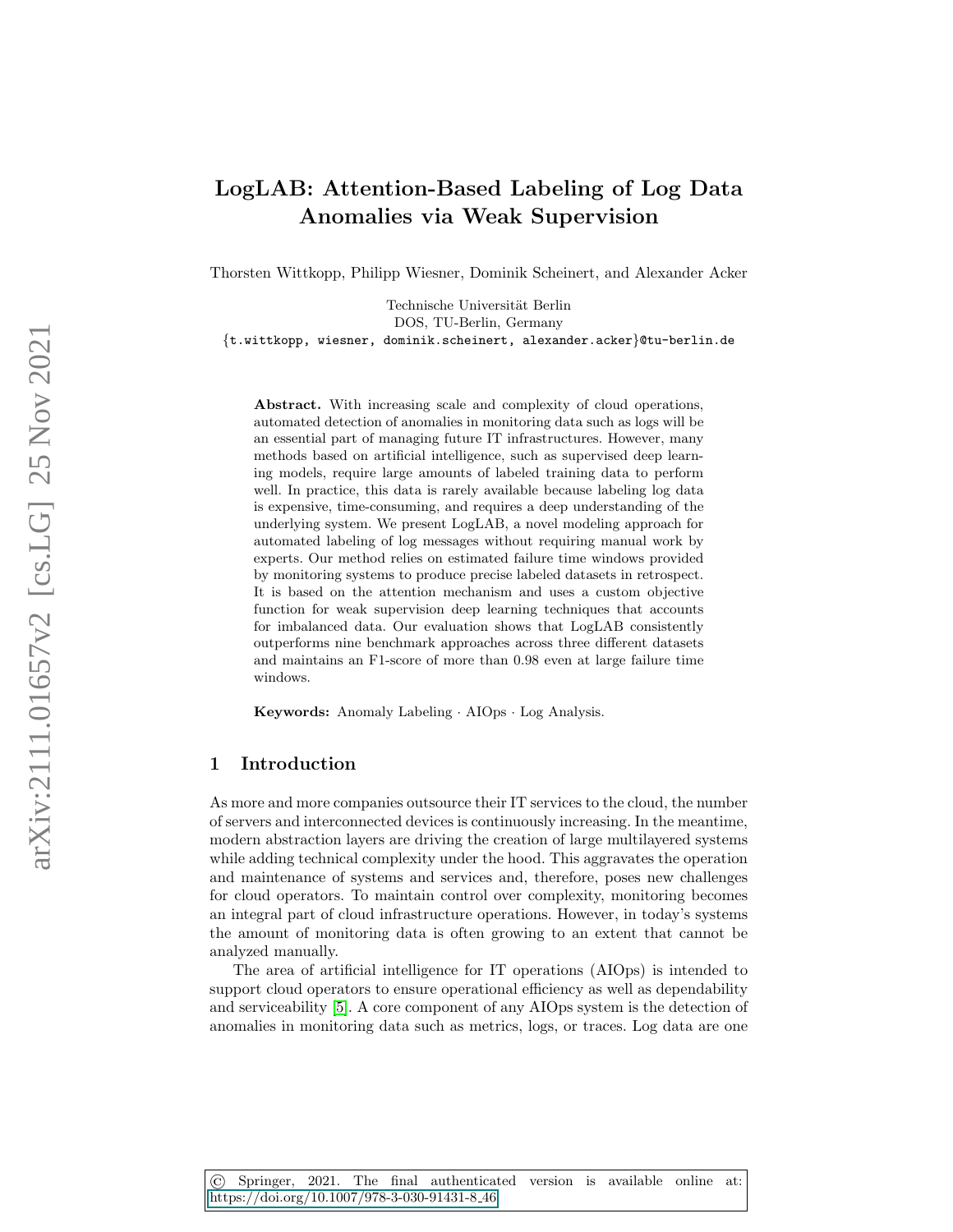# LogLAB: Attention-Based Labeling of Log Data Anomalies via Weak Supervision

Thorsten Wittkopp, Philipp Wiesner, Dominik Scheinert, and Alexander Acker

Technische Universität Berlin
DOS, TU-Berlin, Germany
{t.wittkopp, wiesner, dominik.scheinert, alexander.acker}@tu-berlin.de

**Abstract.** With increasing scale and complexity of cloud operations, automated detection of anomalies in monitoring data such as logs will be an essential part of managing future IT infrastructures. However, many methods based on artificial intelligence, such as supervised deep learning models, require large amounts of labeled training data to perform well. In practice, this data is rarely available because labeling log data is expensive, time-consuming, and requires a deep understanding of the underlying system. We present LogLAB, a novel modeling approach for automated labeling of log messages without requiring manual work by experts. Our method relies on estimated failure time windows provided by monitoring systems to produce precise labeled datasets in retrospect. It is based on the attention mechanism and uses a custom objective function for weak supervision deep learning techniques that accounts for imbalanced data. Our evaluation shows that LogLAB consistently outperforms nine benchmark approaches across three different datasets and maintains an F1-score of more than 0.98 even at large failure time windows.

**Keywords:** Anomaly Labeling · AIOps · Log Analysis.

## 1 Introduction

As more and more companies outsource their IT services to the cloud, the number of servers and interconnected devices is continuously increasing. In the meantime, modern abstraction layers are driving the creation of large multilayered systems while adding technical complexity under the hood. This aggravates the operation and maintenance of systems and services and, therefore, poses new challenges for cloud operators. To maintain control over complexity, monitoring becomes an integral part of cloud infrastructure operations. However, in today's systems the amount of monitoring data is often growing to an extent that cannot be analyzed manually.

The area of artificial intelligence for IT operations (AIOps) is intended to support cloud operators to ensure operational efficiency as well as dependability and serviceability [5]. A core component of any AIOps system is the detection of anomalies in monitoring data such as metrics, logs, or traces. Log data are one

© Springer, 2021. The final authenticated version is available online at: https://doi.org/10.1007/978-3-030-91431-8_46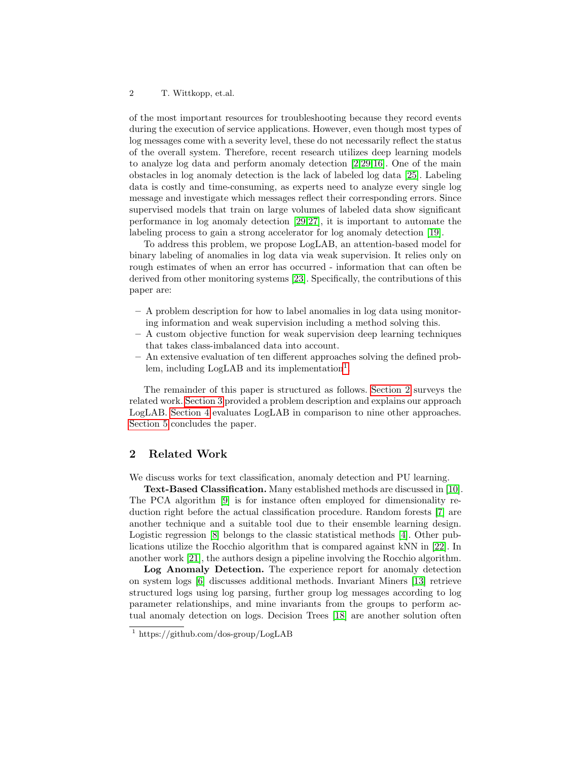of the most important resources for troubleshooting because they record events during the execution of service applications. However, even though most types of log messages come with a severity level, these do not necessarily reflect the status of the overall system. Therefore, recent research utilizes deep learning models to analyze log data and perform anomaly detection [2,29,16]. One of the main obstacles in log anomaly detection is the lack of labeled log data [25]. Labeling data is costly and time-consuming, as experts need to analyze every single log message and investigate which messages reflect their corresponding errors. Since supervised models that train on large volumes of labeled data show significant performance in log anomaly detection [29,27], it is important to automate the labeling process to gain a strong accelerator for log anomaly detection [19].

To address this problem, we propose LogLAB, an attention-based model for binary labeling of anomalies in log data via weak supervision. It relies only on rough estimates of when an error has occurred - information that can often be derived from other monitoring systems [23]. Specifically, the contributions of this paper are:

- A problem description for how to label anomalies in log data using monitoring information and weak supervision including a method solving this.
- A custom objective function for weak supervision deep learning techniques that takes class-imbalanced data into account.
- An extensive evaluation of ten different approaches solving the defined problem, including LogLAB and its implementation[1].

The remainder of this paper is structured as follows. Section 2 surveys the related work. Section 3 provided a problem description and explains our approach LogLAB. Section 4 evaluates LogLAB in comparison to nine other approaches. Section 5 concludes the paper.

## 2 Related Work

We discuss works for text classification, anomaly detection and PU learning.

**Text-Based Classification.** Many established methods are discussed in [10]. The PCA algorithm [9] is for instance often employed for dimensionality reduction right before the actual classification procedure. Random forests [7] are another technique and a suitable tool due to their ensemble learning design. Logistic regression [8] belongs to the classic statistical methods [4]. Other publications utilize the Rocchio algorithm that is compared against kNN in [22]. In another work [21], the authors design a pipeline involving the Rocchio algorithm.

**Log Anomaly Detection.** The experience report for anomaly detection on system logs [6] discusses additional methods. Invariant Miners [13] retrieve structured logs using log parsing, further group log messages according to log parameter relationships, and mine invariants from the groups to perform actual anomaly detection on logs. Decision Trees [18] are another solution often

[1] https://github.com/dos-group/LogLAB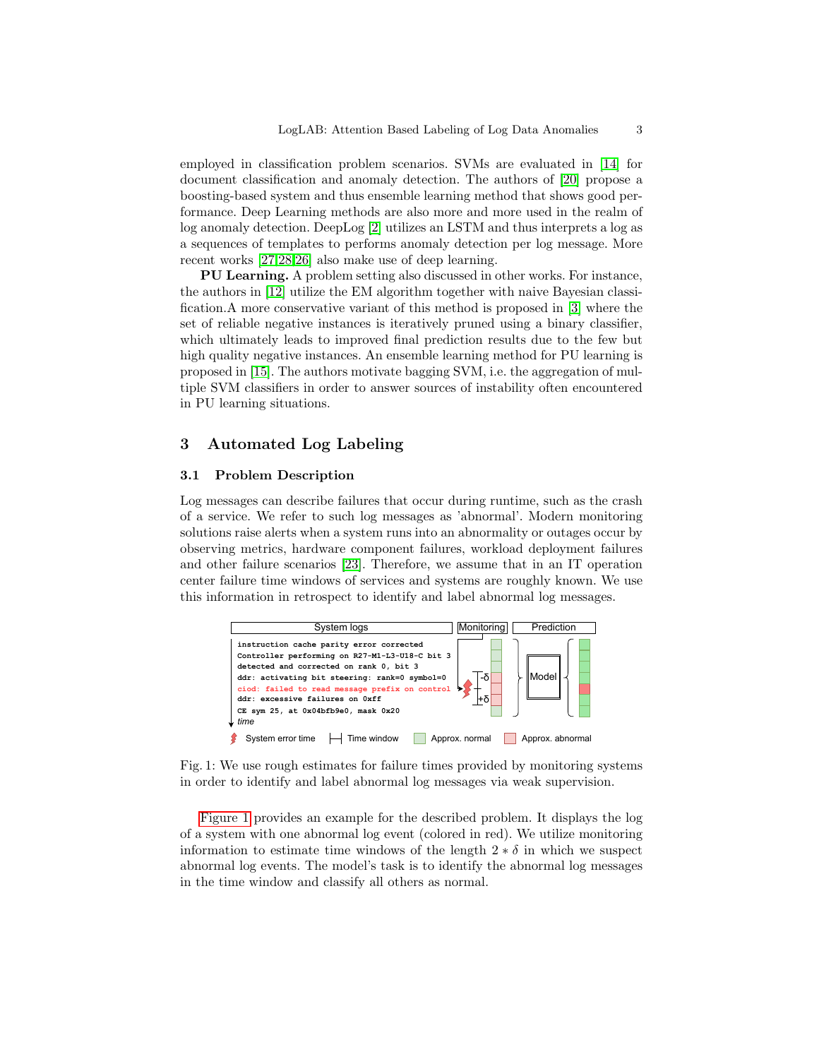employed in classification problem scenarios. SVMs are evaluated in [14] for document classification and anomaly detection. The authors of [20] propose a boosting-based system and thus ensemble learning method that shows good performance. Deep Learning methods are also more and more used in the realm of log anomaly detection. DeepLog [2] utilizes an LSTM and thus interprets a log as a sequences of templates to performs anomaly detection per log message. More recent works [27,28,26] also make use of deep learning.

**PU Learning.** A problem setting also discussed in other works. For instance, the authors in [12] utilize the EM algorithm together with naive Bayesian classification.A more conservative variant of this method is proposed in [3] where the set of reliable negative instances is iteratively pruned using a binary classifier, which ultimately leads to improved final prediction results due to the few but high quality negative instances. An ensemble learning method for PU learning is proposed in [15]. The authors motivate bagging SVM, i.e. the aggregation of multiple SVM classifiers in order to answer sources of instability often encountered in PU learning situations.

## 3 Automated Log Labeling

### 3.1 Problem Description

Log messages can describe failures that occur during runtime, such as the crash of a service. We refer to such log messages as 'abnormal'. Modern monitoring solutions raise alerts when a system runs into an abnormality or outages occur by observing metrics, hardware component failures, workload deployment failures and other failure scenarios [23]. Therefore, we assume that in an IT operation center failure time windows of services and systems are roughly known. We use this information in retrospect to identify and label abnormal log messages.

Fig. 1: We use rough estimates for failure times provided by monitoring systems in order to identify and label abnormal log messages via weak supervision.

Figure 1 provides an example for the described problem. It displays the log of a system with one abnormal log event (colored in red). We utilize monitoring information to estimate time windows of the length $2 * \delta$ in which we suspect abnormal log events. The model's task is to identify the abnormal log messages in the time window and classify all others as normal.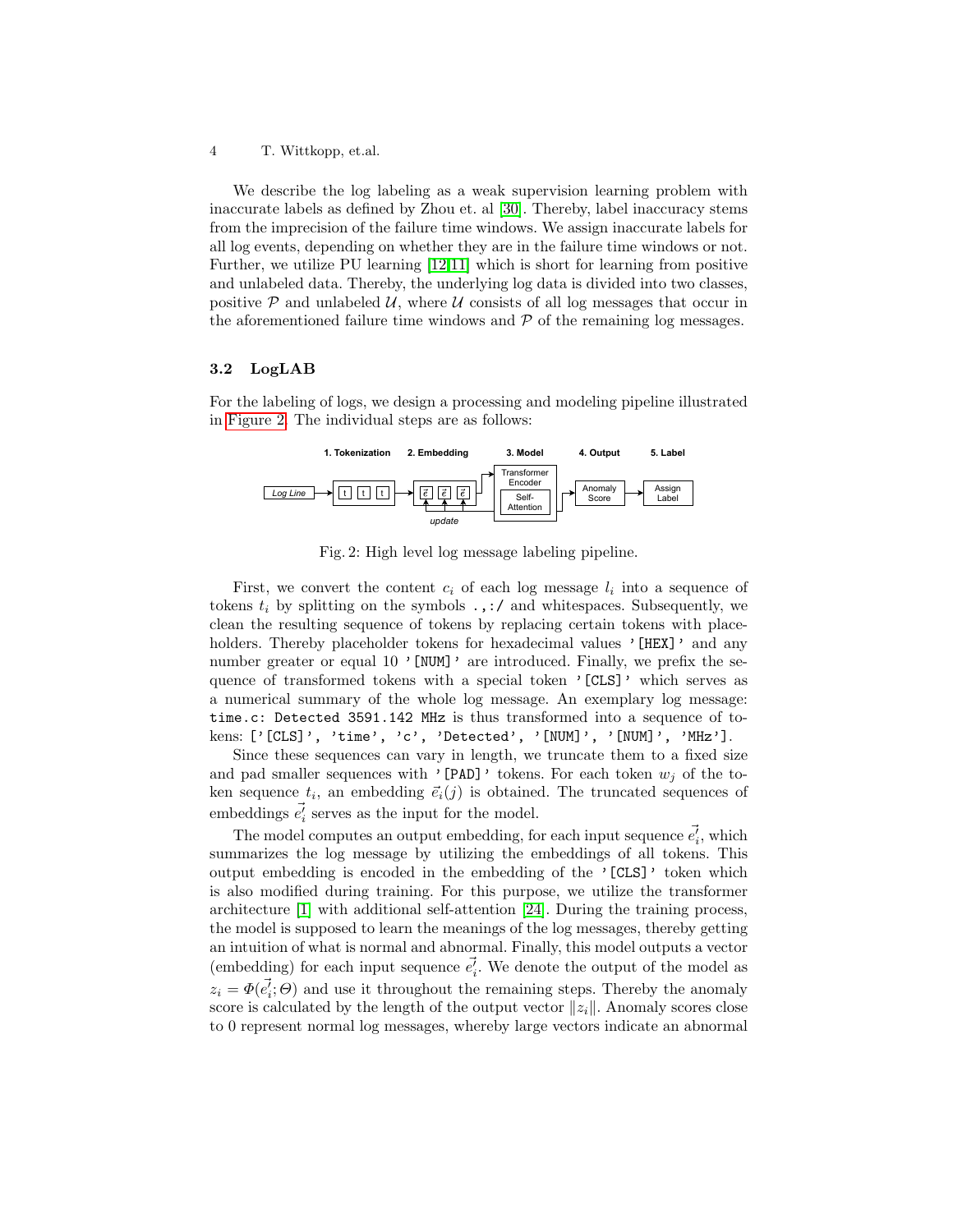We describe the log labeling as a weak supervision learning problem with inaccurate labels as defined by Zhou et. al [30]. Thereby, label inaccuracy stems from the imprecision of the failure time windows. We assign inaccurate labels for all log events, depending on whether they are in the failure time windows or not. Further, we utilize PU learning [12,11] which is short for learning from positive and unlabeled data. Thereby, the underlying log data is divided into two classes, positive $\mathcal{P}$ and unlabeled $\mathcal{U}$, where $\mathcal{U}$ consists of all log messages that occur in the aforementioned failure time windows and $\mathcal{P}$ of the remaining log messages.

### 3.2 LogLAB

For the labeling of logs, we design a processing and modeling pipeline illustrated in Figure 2. The individual steps are as follows:

Fig. 2: High level log message labeling pipeline.

First, we convert the content $c_i$ of each log message $l_i$ into a sequence of tokens $t_i$ by splitting on the symbols `.,:/` and whitespaces. Subsequently, we clean the resulting sequence of tokens by replacing certain tokens with placeholders. Thereby placeholder tokens for hexadecimal values `'[HEX]'` and any number greater or equal 10 `'[NUM]'` are introduced. Finally, we prefix the sequence of transformed tokens with a special token `'[CLS]'` which serves as a numerical summary of the whole log message. An exemplary log message: `time.c: Detected 3591.142 MHz` is thus transformed into a sequence of tokens: `['[CLS]', 'time', 'c', 'Detected', '[NUM]', '[NUM]', 'MHz']`.

Since these sequences can vary in length, we truncate them to a fixed size and pad smaller sequences with `'[PAD]'` tokens. For each token $w_j$ of the token sequence $t_i$, an embedding $\vec{e}_i(j)$ is obtained. The truncated sequences of embeddings $\vec{e'_i}$ serves as the input for the model.

The model computes an output embedding, for each input sequence $\vec{e'_i}$, which summarizes the log message by utilizing the embeddings of all tokens. This output embedding is encoded in the embedding of the `'[CLS]'` token which is also modified during training. For this purpose, we utilize the transformer architecture [1] with additional self-attention [24]. During the training process, the model is supposed to learn the meanings of the log messages, thereby getting an intuition of what is normal and abnormal. Finally, this model outputs a vector (embedding) for each input sequence $\vec{e'_i}$. We denote the output of the model as $z_i = \Phi(\vec{e'_i}; \Theta)$ and use it throughout the remaining steps. Thereby the anomaly score is calculated by the length of the output vector $\|z_i\|$. Anomaly scores close to 0 represent normal log messages, whereby large vectors indicate an abnormal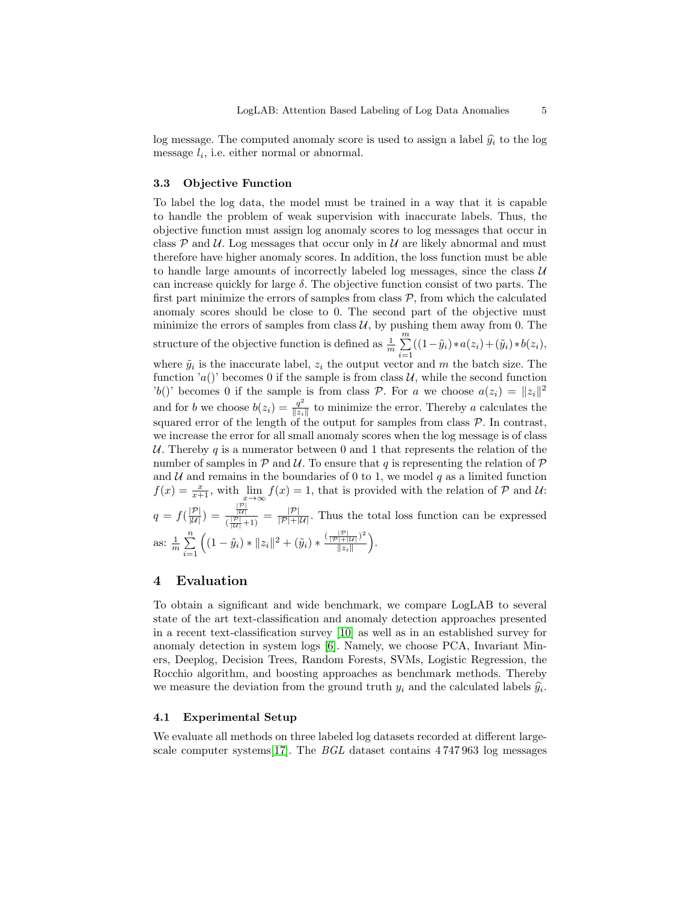log message. The computed anomaly score is used to assign a label $\widehat{y_i}$ to the log message $l_i$, i.e. either normal or abnormal.

### 3.3 Objective Function

To label the log data, the model must be trained in a way that it is capable to handle the problem of weak supervision with inaccurate labels. Thus, the objective function must assign log anomaly scores to log messages that occur in class $\mathcal{P}$ and $\mathcal{U}$. Log messages that occur only in $\mathcal{U}$ are likely abnormal and must therefore have higher anomaly scores. In addition, the loss function must be able to handle large amounts of incorrectly labeled log messages, since the class $\mathcal{U}$ can increase quickly for large $\delta$. The objective function consist of two parts. The first part minimize the errors of samples from class $\mathcal{P}$, from which the calculated anomaly scores should be close to 0. The second part of the objective must minimize the errors of samples from class $\mathcal{U}$, by pushing them away from 0. The structure of the objective function is defined as $\frac{1}{m}\sum_{i=1}^{m}((1-\tilde{y}_i)*a(z_i)+(\tilde{y}_i)*b(z_i)$, where $\tilde{y}_i$ is the inaccurate label, $z_i$ the output vector and $m$ the batch size. The function 'a()' becomes 0 if the sample is from class $\mathcal{U}$, while the second function 'b()' becomes 0 if the sample is from class $\mathcal{P}$. For $a$ we choose $a(z_i) = \|z_i\|^2$ and for $b$ we choose $b(z_i) = \frac{q^2}{\|z_i\|}$ to minimize the error. Thereby $a$ calculates the squared error of the length of the output for samples from class $\mathcal{P}$. In contrast, we increase the error for all small anomaly scores when the log message is of class $\mathcal{U}$. Thereby $q$ is a numerator between 0 and 1 that represents the relation of the number of samples in $\mathcal{P}$ and $\mathcal{U}$. To ensure that $q$ is representing the relation of $\mathcal{P}$ and $\mathcal{U}$ and remains in the boundaries of 0 to 1, we model $q$ as a limited function $f(x) = \frac{x}{x+1}$, with $\lim_{x\to\infty} f(x) = 1$, that is provided with the relation of $\mathcal{P}$ and $\mathcal{U}$: $q = f(\frac{|\mathcal{P}|}{|\mathcal{U}|}) = \frac{\frac{|\mathcal{P}|}{|\mathcal{U}|}}{(\frac{|\mathcal{P}|}{|\mathcal{U}|}+1)} = \frac{|\mathcal{P}|}{|\mathcal{P}|+|\mathcal{U}|}$. Thus the total loss function can be expressed as: $\frac{1}{m}\sum_{i=1}^{n}\left((1-\tilde{y}_i)*\|z_i\|^2 + (\tilde{y}_i)*\frac{(\frac{|\mathcal{P}|}{|\mathcal{P}|+|\mathcal{U}|})^2}{\|z_i\|}\right)$.

## 4 Evaluation

To obtain a significant and wide benchmark, we compare LogLAB to several state of the art text-classification and anomaly detection approaches presented in a recent text-classification survey [10] as well as in an established survey for anomaly detection in system logs [6]. Namely, we choose PCA, Invariant Miners, Deeplog, Decision Trees, Random Forests, SVMs, Logistic Regression, the Rocchio algorithm, and boosting approaches as benchmark methods. Thereby we measure the deviation from the ground truth $y_i$ and the calculated labels $\widehat{y_i}$.

### 4.1 Experimental Setup

We evaluate all methods on three labeled log datasets recorded at different large-scale computer systems[17]. The *BGL* dataset contains 4 747 963 log messages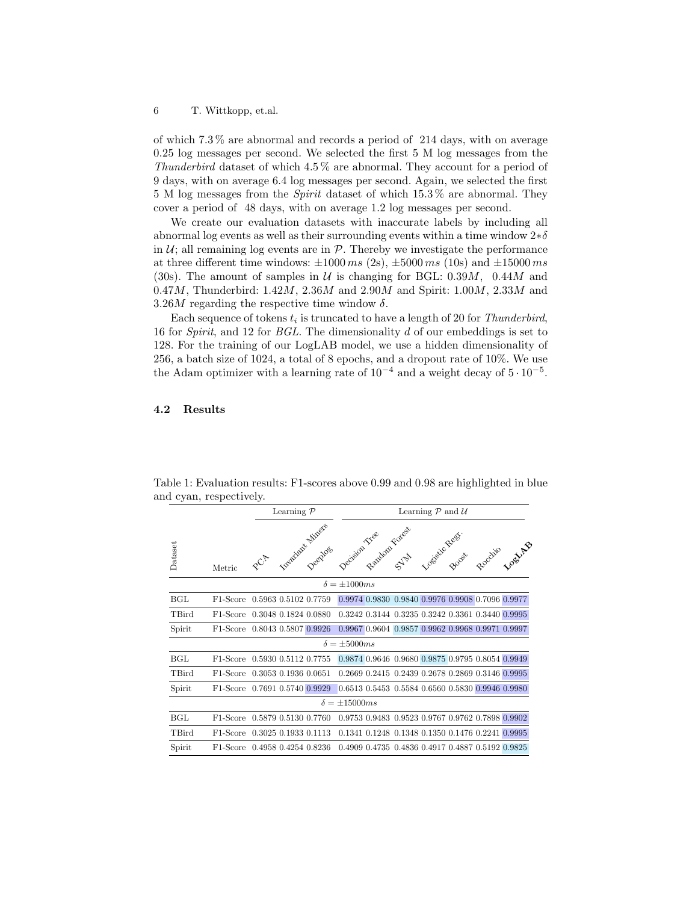of which 7.3 % are abnormal and records a period of 214 days, with on average 0.25 log messages per second. We selected the first 5 M log messages from the *Thunderbird* dataset of which 4.5 % are abnormal. They account for a period of 9 days, with on average 6.4 log messages per second. Again, we selected the first 5 M log messages from the *Spirit* dataset of which 15.3 % are abnormal. They cover a period of 48 days, with on average 1.2 log messages per second.

We create our evaluation datasets with inaccurate labels by including all abnormal log events as well as their surrounding events within a time window $2*\delta$ in $\mathcal{U}$; all remaining log events are in $\mathcal{P}$. Thereby we investigate the performance at three different time windows: $\pm 1000\,ms$ (2s), $\pm 5000\,ms$ (10s) and $\pm 15000\,ms$ (30s). The amount of samples in $\mathcal{U}$ is changing for BGL: $0.39M$, $0.44M$ and $0.47M$, Thunderbird: $1.42M$, $2.36M$ and $2.90M$ and Spirit: $1.00M$, $2.33M$ and $3.26M$ regarding the respective time window $\delta$.

Each sequence of tokens $t_i$ is truncated to have a length of 20 for *Thunderbird*, 16 for *Spirit*, and 12 for *BGL*. The dimensionality $d$ of our embeddings is set to 128. For the training of our LogLAB model, we use a hidden dimensionality of 256, a batch size of 1024, a total of 8 epochs, and a dropout rate of 10%. We use the Adam optimizer with a learning rate of $10^{-4}$ and a weight decay of $5 \cdot 10^{-5}$.

### 4.2 Results

Table 1: Evaluation results: F1-scores above 0.99 and 0.98 are highlighted in blue and cyan, respectively.

| | | Learning $\mathcal{P}$ | | | Learning $\mathcal{P}$ and $\mathcal{U}$ | | | | | | |
|---|---|---|---|---|---|---|---|---|---|---|---|
| Dataset | Metric | PCA | Invariant Miners | Deeplog | Decision Tree | Random Forest | SVM | Logistic Regr. | Boost | Rocchio | **LogLAB** |
| | | | | | $\delta = \pm 1000ms$ | | | | | | |
| BGL | F1-Score | 0.5963 | 0.5102 | 0.7759 | 0.9974 | 0.9830 | 0.9840 | 0.9976 | 0.9908 | 0.7096 | 0.9977 |
| TBird | F1-Score | 0.3048 | 0.1824 | 0.0880 | 0.3242 | 0.3144 | 0.3235 | 0.3242 | 0.3361 | 0.3440 | 0.9995 |
| Spirit | F1-Score | 0.8043 | 0.5807 | 0.9926 | 0.9967 | 0.9604 | 0.9857 | 0.9962 | 0.9968 | 0.9971 | 0.9997 |
| | | | | | $\delta = \pm 5000ms$ | | | | | | |
| BGL | F1-Score | 0.5930 | 0.5112 | 0.7755 | 0.9874 | 0.9646 | 0.9680 | 0.9875 | 0.9795 | 0.8054 | 0.9949 |
| TBird | F1-Score | 0.3053 | 0.1936 | 0.0651 | 0.2669 | 0.2415 | 0.2439 | 0.2678 | 0.2869 | 0.3146 | 0.9995 |
| Spirit | F1-Score | 0.7691 | 0.5740 | 0.9929 | 0.6513 | 0.5453 | 0.5584 | 0.6560 | 0.5830 | 0.9946 | 0.9980 |
| | | | | | $\delta = \pm 15000ms$ | | | | | | |
| BGL | F1-Score | 0.5879 | 0.5130 | 0.7760 | 0.9753 | 0.9483 | 0.9523 | 0.9767 | 0.9762 | 0.7898 | 0.9902 |
| TBird | F1-Score | 0.3025 | 0.1933 | 0.1113 | 0.1341 | 0.1248 | 0.1348 | 0.1350 | 0.1476 | 0.2241 | 0.9995 |
| Spirit | F1-Score | 0.4958 | 0.4254 | 0.8236 | 0.4909 | 0.4735 | 0.4836 | 0.4917 | 0.4887 | 0.5192 | 0.9825 |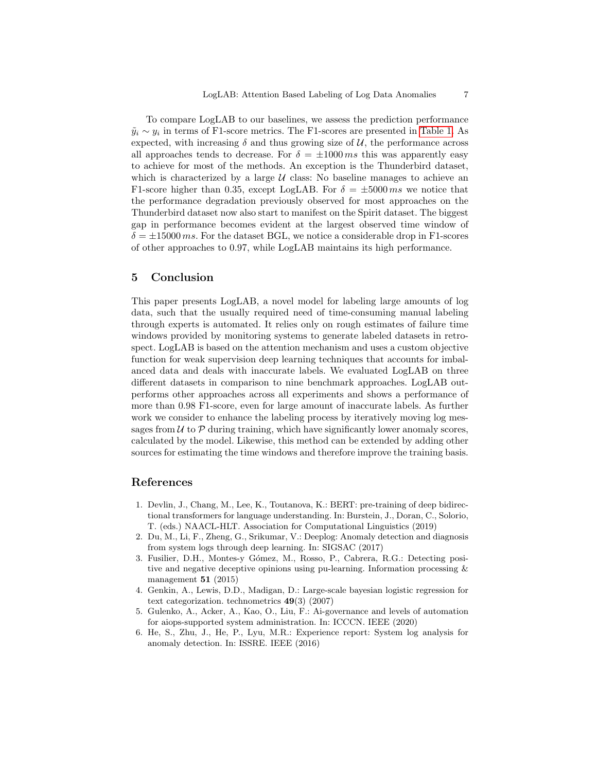To compare LogLAB to our baselines, we assess the prediction performance $\tilde{y}_i \sim y_i$ in terms of F1-score metrics. The F1-scores are presented in Table 1. As expected, with increasing $\delta$ and thus growing size of $\mathcal{U}$, the performance across all approaches tends to decrease. For $\delta = \pm 1000\,ms$ this was apparently easy to achieve for most of the methods. An exception is the Thunderbird dataset, which is characterized by a large $\mathcal{U}$ class: No baseline manages to achieve an F1-score higher than 0.35, except LogLAB. For $\delta = \pm 5000\,ms$ we notice that the performance degradation previously observed for most approaches on the Thunderbird dataset now also start to manifest on the Spirit dataset. The biggest gap in performance becomes evident at the largest observed time window of $\delta = \pm 15000\,ms$. For the dataset BGL, we notice a considerable drop in F1-scores of other approaches to 0.97, while LogLAB maintains its high performance.

## 5 Conclusion

This paper presents LogLAB, a novel model for labeling large amounts of log data, such that the usually required need of time-consuming manual labeling through experts is automated. It relies only on rough estimates of failure time windows provided by monitoring systems to generate labeled datasets in retrospect. LogLAB is based on the attention mechanism and uses a custom objective function for weak supervision deep learning techniques that accounts for imbalanced data and deals with inaccurate labels. We evaluated LogLAB on three different datasets in comparison to nine benchmark approaches. LogLAB outperforms other approaches across all experiments and shows a performance of more than 0.98 F1-score, even for large amount of inaccurate labels. As further work we consider to enhance the labeling process by iteratively moving log messages from $\mathcal{U}$ to $\mathcal{P}$ during training, which have significantly lower anomaly scores, calculated by the model. Likewise, this method can be extended by adding other sources for estimating the time windows and therefore improve the training basis.

## References

1. Devlin, J., Chang, M., Lee, K., Toutanova, K.: BERT: pre-training of deep bidirectional transformers for language understanding. In: Burstein, J., Doran, C., Solorio, T. (eds.) NAACL-HLT. Association for Computational Linguistics (2019)
2. Du, M., Li, F., Zheng, G., Srikumar, V.: Deeplog: Anomaly detection and diagnosis from system logs through deep learning. In: SIGSAC (2017)
3. Fusilier, D.H., Montes-y Gómez, M., Rosso, P., Cabrera, R.G.: Detecting positive and negative deceptive opinions using pu-learning. Information processing & management **51** (2015)
4. Genkin, A., Lewis, D.D., Madigan, D.: Large-scale bayesian logistic regression for text categorization. technometrics **49**(3) (2007)
5. Gulenko, A., Acker, A., Kao, O., Liu, F.: Ai-governance and levels of automation for aiops-supported system administration. In: ICCCN. IEEE (2020)
6. He, S., Zhu, J., He, P., Lyu, M.R.: Experience report: System log analysis for anomaly detection. In: ISSRE. IEEE (2016)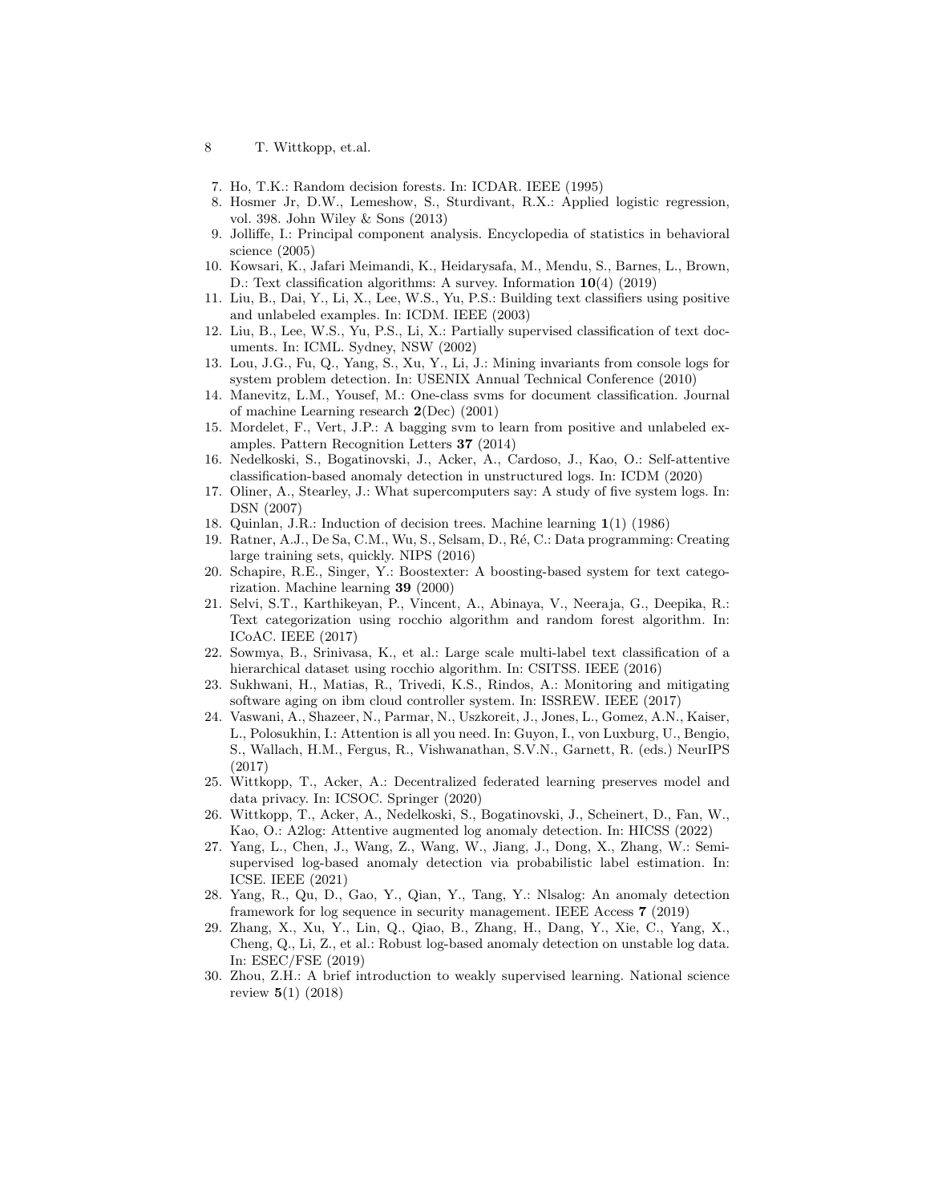7. Ho, T.K.: Random decision forests. In: ICDAR. IEEE (1995)
8. Hosmer Jr, D.W., Lemeshow, S., Sturdivant, R.X.: Applied logistic regression, vol. 398. John Wiley & Sons (2013)
9. Jolliffe, I.: Principal component analysis. Encyclopedia of statistics in behavioral science (2005)
10. Kowsari, K., Jafari Meimandi, K., Heidarysafa, M., Mendu, S., Barnes, L., Brown, D.: Text classification algorithms: A survey. Information **10**(4) (2019)
11. Liu, B., Dai, Y., Li, X., Lee, W.S., Yu, P.S.: Building text classifiers using positive and unlabeled examples. In: ICDM. IEEE (2003)
12. Liu, B., Lee, W.S., Yu, P.S., Li, X.: Partially supervised classification of text documents. In: ICML. Sydney, NSW (2002)
13. Lou, J.G., Fu, Q., Yang, S., Xu, Y., Li, J.: Mining invariants from console logs for system problem detection. In: USENIX Annual Technical Conference (2010)
14. Manevitz, L.M., Yousef, M.: One-class svms for document classification. Journal of machine Learning research **2**(Dec) (2001)
15. Mordelet, F., Vert, J.P.: A bagging svm to learn from positive and unlabeled examples. Pattern Recognition Letters **37** (2014)
16. Nedelkoski, S., Bogatinovski, J., Acker, A., Cardoso, J., Kao, O.: Self-attentive classification-based anomaly detection in unstructured logs. In: ICDM (2020)
17. Oliner, A., Stearley, J.: What supercomputers say: A study of five system logs. In: DSN (2007)
18. Quinlan, J.R.: Induction of decision trees. Machine learning **1**(1) (1986)
19. Ratner, A.J., De Sa, C.M., Wu, S., Selsam, D., Ré, C.: Data programming: Creating large training sets, quickly. NIPS (2016)
20. Schapire, R.E., Singer, Y.: Boostexter: A boosting-based system for text categorization. Machine learning **39** (2000)
21. Selvi, S.T., Karthikeyan, P., Vincent, A., Abinaya, V., Neeraja, G., Deepika, R.: Text categorization using rocchio algorithm and random forest algorithm. In: ICoAC. IEEE (2017)
22. Sowmya, B., Srinivasa, K., et al.: Large scale multi-label text classification of a hierarchical dataset using rocchio algorithm. In: CSITSS. IEEE (2016)
23. Sukhwani, H., Matias, R., Trivedi, K.S., Rindos, A.: Monitoring and mitigating software aging on ibm cloud controller system. In: ISSREW. IEEE (2017)
24. Vaswani, A., Shazeer, N., Parmar, N., Uszkoreit, J., Jones, L., Gomez, A.N., Kaiser, L., Polosukhin, I.: Attention is all you need. In: Guyon, I., von Luxburg, U., Bengio, S., Wallach, H.M., Fergus, R., Vishwanathan, S.V.N., Garnett, R. (eds.) NeurIPS (2017)
25. Wittkopp, T., Acker, A.: Decentralized federated learning preserves model and data privacy. In: ICSOC. Springer (2020)
26. Wittkopp, T., Acker, A., Nedelkoski, S., Bogatinovski, J., Scheinert, D., Fan, W., Kao, O.: A2log: Attentive augmented log anomaly detection. In: HICSS (2022)
27. Yang, L., Chen, J., Wang, Z., Wang, W., Jiang, J., Dong, X., Zhang, W.: Semi-supervised log-based anomaly detection via probabilistic label estimation. In: ICSE. IEEE (2021)
28. Yang, R., Qu, D., Gao, Y., Qian, Y., Tang, Y.: Nlsalog: An anomaly detection framework for log sequence in security management. IEEE Access **7** (2019)
29. Zhang, X., Xu, Y., Lin, Q., Qiao, B., Zhang, H., Dang, Y., Xie, C., Yang, X., Cheng, Q., Li, Z., et al.: Robust log-based anomaly detection on unstable log data. In: ESEC/FSE (2019)
30. Zhou, Z.H.: A brief introduction to weakly supervised learning. National science review **5**(1) (2018)